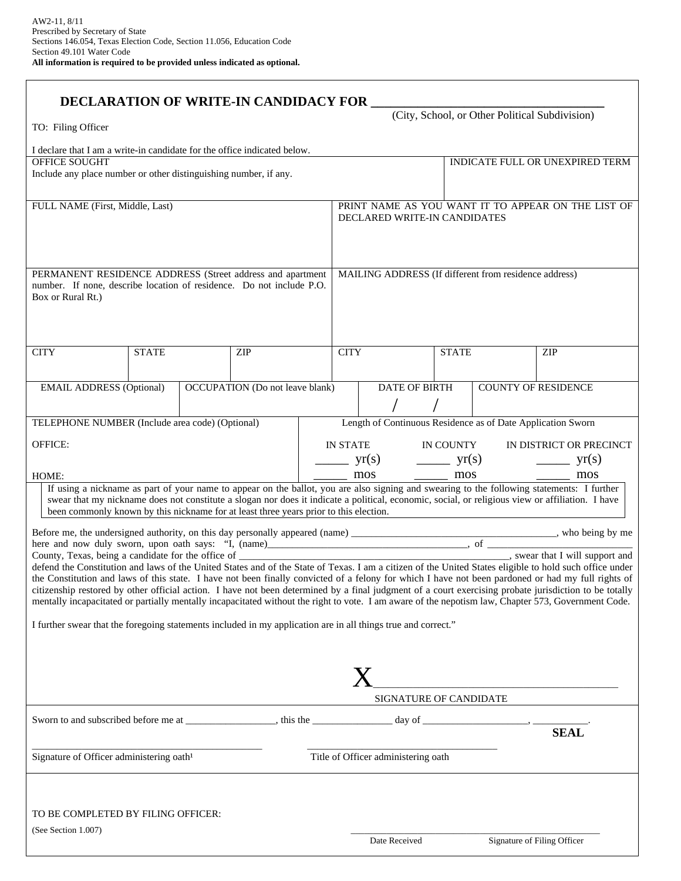AW2-11, 8/11
Prescribed by Secretary of State
Sections 146.054, Texas Election Code, Section 11.056, Education Code
Section 49.101 Water Code
**All information is required to be provided unless indicated as optional.**

## DECLARATION OF WRITE-IN CANDIDACY FOR ______________________________

(City, School, or Other Political Subdivision)

TO: Filing Officer

I declare that I am a write-in candidate for the office indicated below.

| | |
|---|---|
| OFFICE SOUGHT<br>Include any place number or other distinguishing number, if any. | INDICATE FULL OR UNEXPIRED TERM |

| | |
|---|---|
| FULL NAME (First, Middle, Last) | PRINT NAME AS YOU WANT IT TO APPEAR ON THE LIST OF DECLARED WRITE-IN CANDIDATES |
| PERMANENT RESIDENCE ADDRESS (Street address and apartment number. If none, describe location of residence. Do not include P.O. Box or Rural Rt.) | MAILING ADDRESS (If different from residence address) |

| | | | | | |
|---|---|---|---|---|---|
| CITY | STATE | ZIP | CITY | STATE | ZIP |

| | | | |
|---|---|---|---|
| EMAIL ADDRESS (Optional) | OCCUPATION (Do not leave blank) | DATE OF BIRTH<br>/ / | COUNTY OF RESIDENCE |

| | | | |
|---|---|---|---|
| TELEPHONE NUMBER (Include area code) (Optional) | Length of Continuous Residence as of Date Application Sworn | | |
| OFFICE: | IN STATE | IN COUNTY | IN DISTRICT OR PRECINCT |
| | _____ yr(s) | _____ yr(s) | _____ yr(s) |
| HOME: | _____ mos | _____ mos | _____ mos |

If using a nickname as part of your name to appear on the ballot, you are also signing and swearing to the following statements: I further swear that my nickname does not constitute a slogan nor does it indicate a political, economic, social, or religious view or affiliation. I have been commonly known by this nickname for at least three years prior to this election.

Before me, the undersigned authority, on this day personally appeared (name) ________________________________________, who being by me here and now duly sworn, upon oath says: "I, (name)________________________________________, of ____________________________ County, Texas, being a candidate for the office of ______________________________________________________, swear that I will support and defend the Constitution and laws of the United States and of the State of Texas. I am a citizen of the United States eligible to hold such office under the Constitution and laws of this state. I have not been finally convicted of a felony for which I have not been pardoned or had my full rights of citizenship restored by other official action. I have not been determined by a final judgment of a court exercising probate jurisdiction to be totally mentally incapacitated or partially mentally incapacitated without the right to vote. I am aware of the nepotism law, Chapter 573, Government Code.

I further swear that the foregoing statements included in my application are in all things true and correct."

X________________________________________
SIGNATURE OF CANDIDATE

Sworn to and subscribed before me at _________________, this the _______________ day of ____________________, __________.

**SEAL**

_____________________________________________ _____________________________________
Signature of Officer administering oath[1] Title of Officer administering oath

TO BE COMPLETED BY FILING OFFICER:
(See Section 1.007)

_______________________________________________________
Date Received Signature of Filing Officer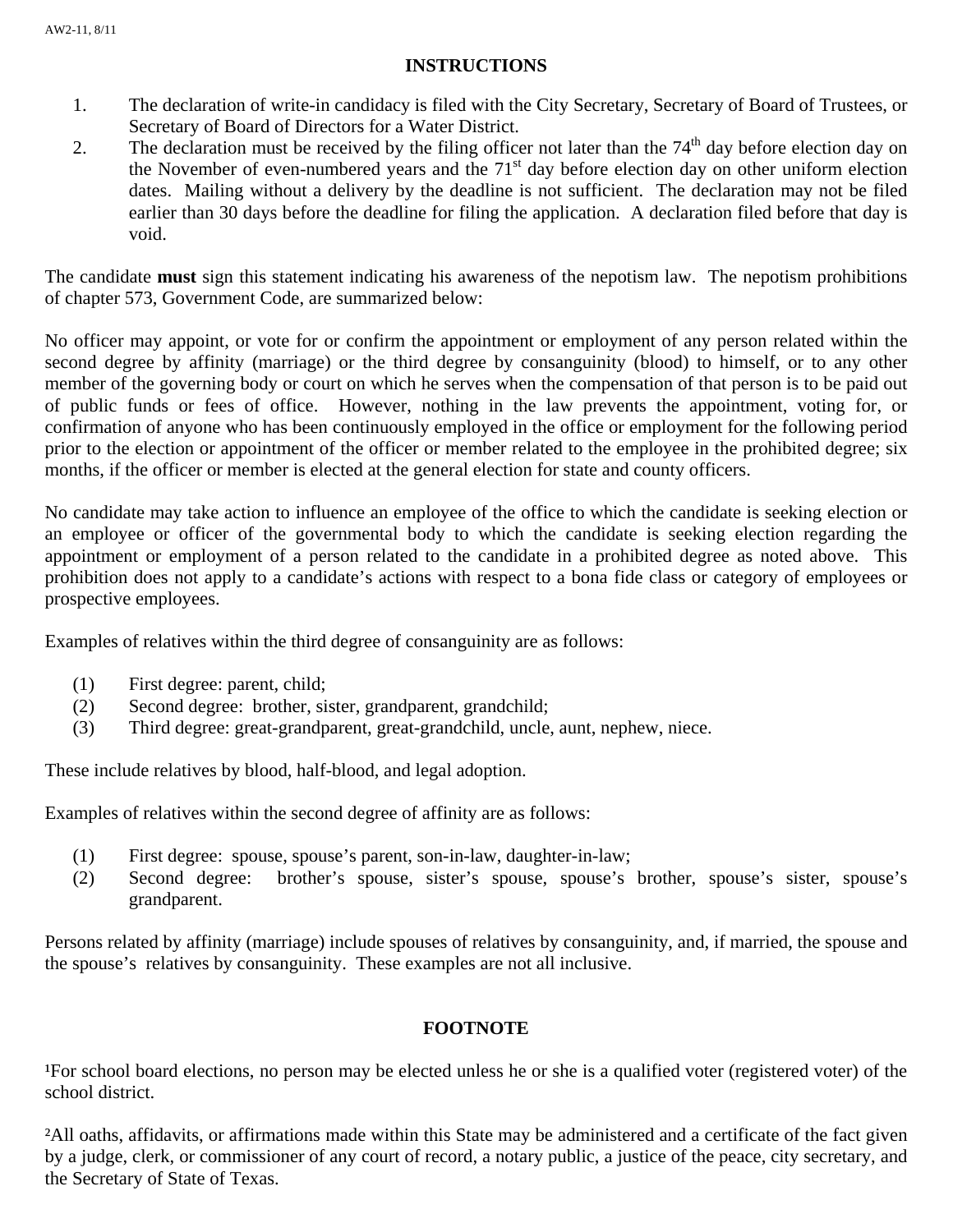AW2-11, 8/11

## INSTRUCTIONS

1. The declaration of write-in candidacy is filed with the City Secretary, Secretary of Board of Trustees, or Secretary of Board of Directors for a Water District.
2. The declaration must be received by the filing officer not later than the 74th day before election day on the November of even-numbered years and the 71st day before election day on other uniform election dates. Mailing without a delivery by the deadline is not sufficient. The declaration may not be filed earlier than 30 days before the deadline for filing the application. A declaration filed before that day is void.

The candidate **must** sign this statement indicating his awareness of the nepotism law. The nepotism prohibitions of chapter 573, Government Code, are summarized below:

No officer may appoint, or vote for or confirm the appointment or employment of any person related within the second degree by affinity (marriage) or the third degree by consanguinity (blood) to himself, or to any other member of the governing body or court on which he serves when the compensation of that person is to be paid out of public funds or fees of office. However, nothing in the law prevents the appointment, voting for, or confirmation of anyone who has been continuously employed in the office or employment for the following period prior to the election or appointment of the officer or member related to the employee in the prohibited degree; six months, if the officer or member is elected at the general election for state and county officers.

No candidate may take action to influence an employee of the office to which the candidate is seeking election or an employee or officer of the governmental body to which the candidate is seeking election regarding the appointment or employment of a person related to the candidate in a prohibited degree as noted above. This prohibition does not apply to a candidate's actions with respect to a bona fide class or category of employees or prospective employees.

Examples of relatives within the third degree of consanguinity are as follows:

(1) First degree: parent, child;
(2) Second degree: brother, sister, grandparent, grandchild;
(3) Third degree: great-grandparent, great-grandchild, uncle, aunt, nephew, niece.

These include relatives by blood, half-blood, and legal adoption.

Examples of relatives within the second degree of affinity are as follows:

(1) First degree: spouse, spouse's parent, son-in-law, daughter-in-law;
(2) Second degree: brother's spouse, sister's spouse, spouse's brother, spouse's sister, spouse's grandparent.

Persons related by affinity (marriage) include spouses of relatives by consanguinity, and, if married, the spouse and the spouse's relatives by consanguinity. These examples are not all inclusive.

## FOOTNOTE

[1]For school board elections, no person may be elected unless he or she is a qualified voter (registered voter) of the school district.

[2]All oaths, affidavits, or affirmations made within this State may be administered and a certificate of the fact given by a judge, clerk, or commissioner of any court of record, a notary public, a justice of the peace, city secretary, and the Secretary of State of Texas.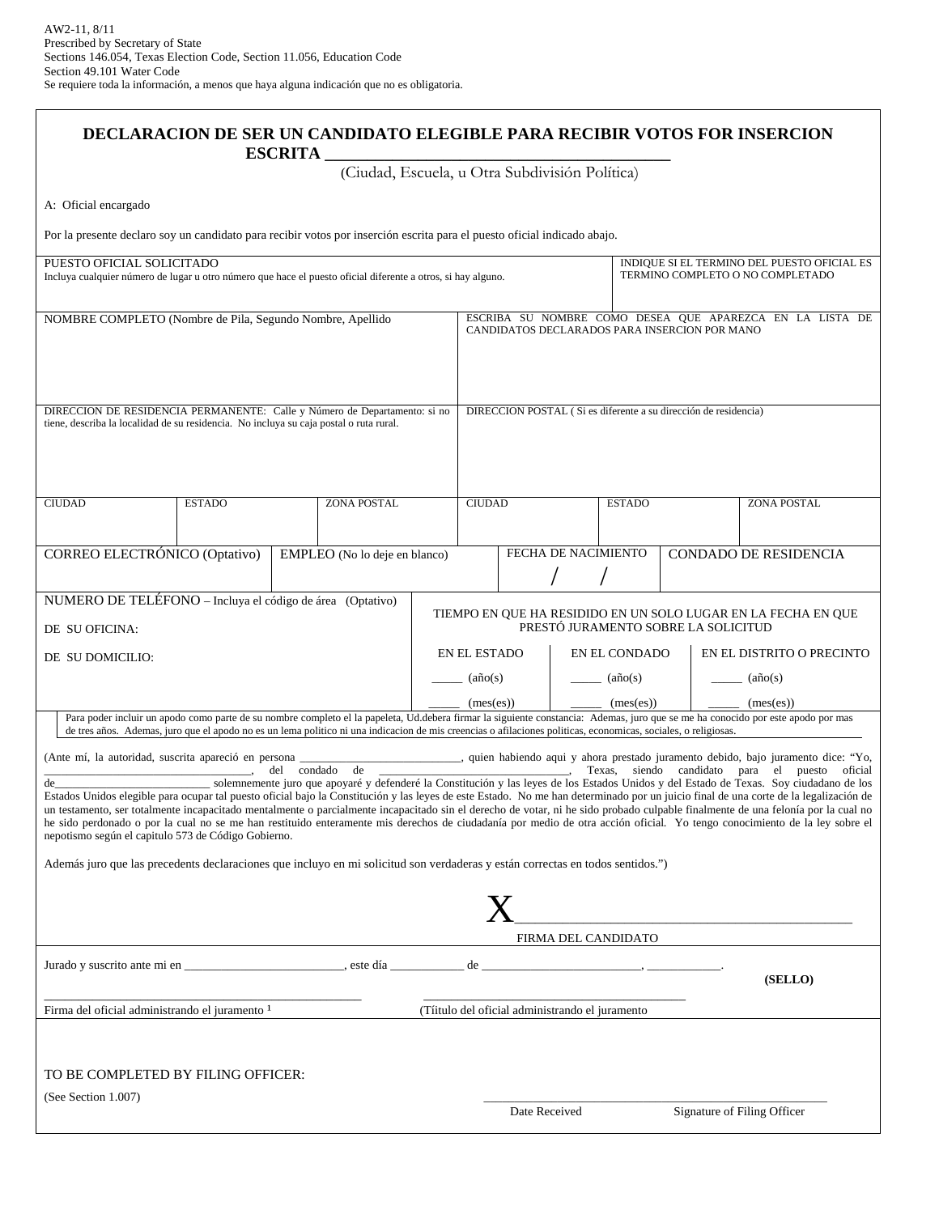AW2-11, 8/11
Prescribed by Secretary of State
Sections 146.054, Texas Election Code, Section 11.056, Education Code
Section 49.101 Water Code
Se requiere toda la información, a menos que haya alguna indicación que no es obligatoria.

# DECLARACION DE SER UN CANDIDATO ELEGIBLE PARA RECIBIR VOTOS FOR INSERCION ESCRITA ______________________________________

(Ciudad, Escuela, u Otra Subdivisión Política)

A: Oficial encargado

Por la presente declaro soy un candidato para recibir votos por inserción escrita para el puesto oficial indicado abajo.

| | |
|---|---|
| PUESTO OFICIAL SOLICITADO<br>Incluya cualquier número de lugar u otro número que hace el puesto oficial diferente a otros, si hay alguno. | INDIQUE SI EL TERMINO DEL PUESTO OFICIAL ES TERMINO COMPLETO O NO COMPLETADO |

| | |
|---|---|
| NOMBRE COMPLETO (Nombre de Pila, Segundo Nombre, Apellido | ESCRIBA SU NOMBRE COMO DESEA QUE APAREZCA EN LA LISTA DE CANDIDATOS DECLARADOS PARA INSERCION POR MANO |
| DIRECCION DE RESIDENCIA PERMANENTE: Calle y Número de Departamento: si no tiene, describa la localidad de su residencia. No incluya su caja postal o ruta rural. | DIRECCION POSTAL ( Si es diferente a su dirección de residencia) |

| | | | | | |
|---|---|---|---|---|---|
| CIUDAD | ESTADO | ZONA POSTAL | CIUDAD | ESTADO | ZONA POSTAL |

| | | | |
|---|---|---|---|
| CORREO ELECTRÓNICO (Optativo) | EMPLEO (No lo deje en blanco) | FECHA DE NACIMIENTO<br>/ / | CONDADO DE RESIDENCIA |

| NUMERO DE TELÉFONO – Incluya el código de área (Optativo) | TIEMPO EN QUE HA RESIDIDO EN UN SOLO LUGAR EN LA FECHA EN QUE PRESTÓ JURAMENTO SOBRE LA SOLICITUD | | |
|---|---|---|---|
| DE SU OFICINA: | EN EL ESTADO | EN EL CONDADO | EN EL DISTRITO O PRECINTO |
| DE SU DOMICILIO: | _____ (año(s)<br>_____ (mes(es)) | _____ (año(s)<br>_____ (mes(es)) | _____ (año(s)<br>_____ (mes(es)) |

Para poder incluir un apodo como parte de su nombre completo el la papeleta, Ud.debera firmar la siguiente constancia: Ademas, juro que se me ha conocido por este apodo por mas de tres años. Ademas, juro que el apodo no es un lema politico ni una indicacion de mis creencias o afilaciones politicas, economicas, sociales, o religiosas.

(Ante mí, la autoridad, suscrita apareció en persona ___________________________, quien habiendo aqui y ahora prestado juramento debido, bajo juramento dice: "Yo, _________________________________, del condado de _______________________________, Texas, siendo candidato para el puesto oficial de__________________________ solemnemente juro que apoyaré y defenderé la Constitución y las leyes de los Estados Unidos y del Estado de Texas. Soy ciudadano de los Estados Unidos elegible para ocupar tal puesto oficial bajo la Constitución y las leyes de este Estado. No me han determinado por un juicio final de una corte de la legalización de un testamento, ser totalmente incapacitado mentalmente o parcialmente incapacitado sin el derecho de votar, ni he sido probado culpable finalmente de una felonía por la cual no he sido perdonado o por la cual no se me han restituido enteramente mis derechos de ciudadanía por medio de otra acción oficial. Yo tengo conocimiento de la ley sobre el nepotismo según el capitulo 573 de Código Gobierno.

Además juro que las precedents declaraciones que incluyo en mi solicitud son verdaderas y están correctas en todos sentidos.")

X___________________________________________

FIRMA DEL CANDIDATO

Jurado y suscrito ante mi en _________________________, este día ___________ de _________________________, ___________.

(SELLO)

_______________________________________ _______________________________________

Firma del oficial administrando el juramento [1] (Tíitulo del oficial administrando el juramento

TO BE COMPLETED BY FILING OFFICER:

(See Section 1.007)

_______________________________________________

Date Received Signature of Filing Officer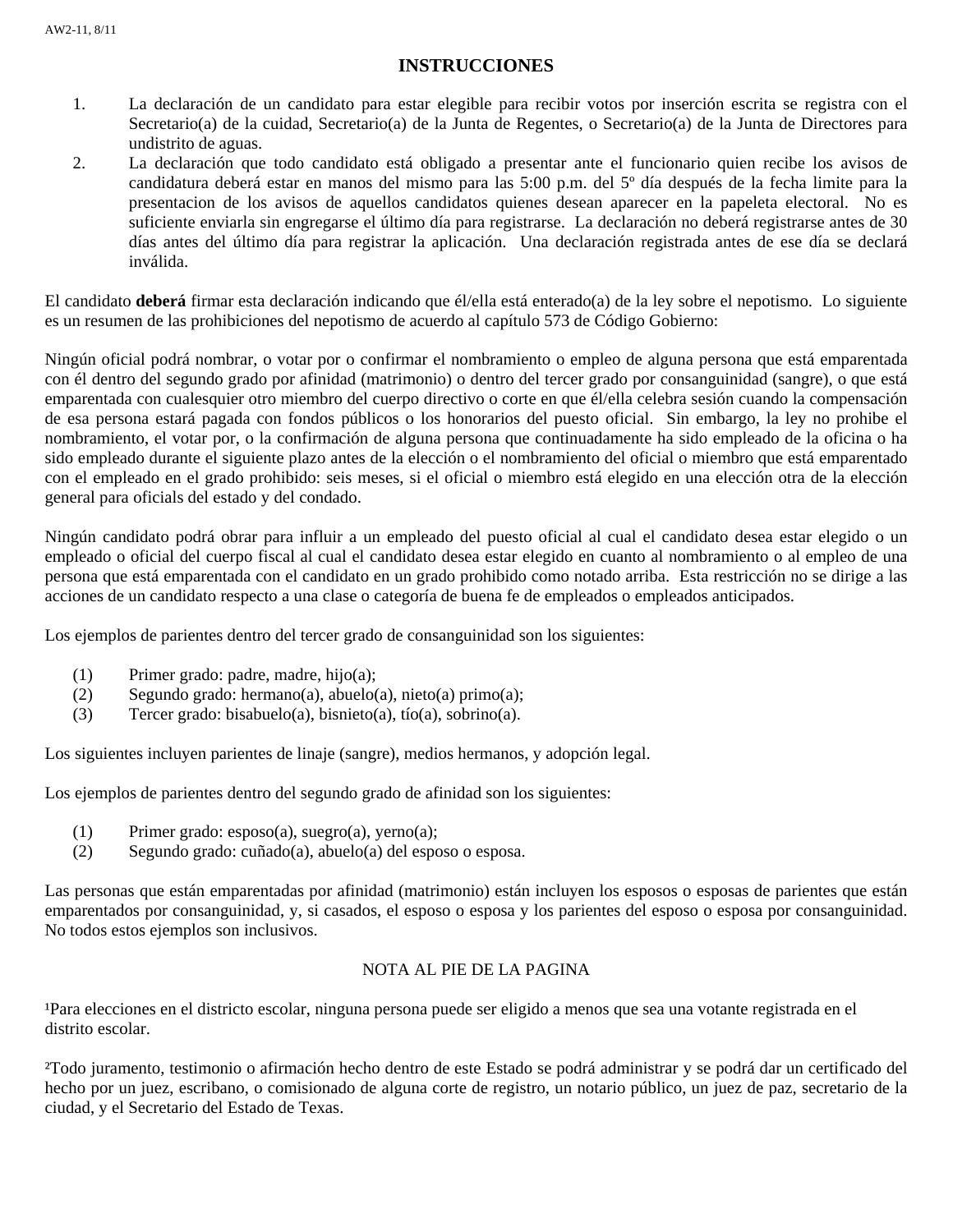AW2-11, 8/11

## INSTRUCCIONES

1. La declaración de un candidato para estar elegible para recibir votos por inserción escrita se registra con el Secretario(a) de la cuidad, Secretario(a) de la Junta de Regentes, o Secretario(a) de la Junta de Directores para undistrito de aguas.
2. La declaración que todo candidato está obligado a presentar ante el funcionario quien recibe los avisos de candidatura deberá estar en manos del mismo para las 5:00 p.m. del 5º día después de la fecha limite para la presentacion de los avisos de aquellos candidatos quienes desean aparecer en la papeleta electoral. No es suficiente enviarla sin engregarse el último día para registrarse. La declaración no deberá registrarse antes de 30 días antes del último día para registrar la aplicación. Una declaración registrada antes de ese día se declará inválida.

El candidato **deberá** firmar esta declaración indicando que él/ella está enterado(a) de la ley sobre el nepotismo. Lo siguiente es un resumen de las prohibiciones del nepotismo de acuerdo al capítulo 573 de Código Gobierno:

Ningún oficial podrá nombrar, o votar por o confirmar el nombramiento o empleo de alguna persona que está emparentada con él dentro del segundo grado por afinidad (matrimonio) o dentro del tercer grado por consanguinidad (sangre), o que está emparentada con cualesquier otro miembro del cuerpo directivo o corte en que él/ella celebra sesión cuando la compensación de esa persona estará pagada con fondos públicos o los honorarios del puesto oficial. Sin embargo, la ley no prohibe el nombramiento, el votar por, o la confirmación de alguna persona que continuadamente ha sido empleado de la oficina o ha sido empleado durante el siguiente plazo antes de la elección o el nombramiento del oficial o miembro que está emparentado con el empleado en el grado prohibido: seis meses, si el oficial o miembro está elegido en una elección otra de la elección general para oficials del estado y del condado.

Ningún candidato podrá obrar para influir a un empleado del puesto oficial al cual el candidato desea estar elegido o un empleado o oficial del cuerpo fiscal al cual el candidato desea estar elegido en cuanto al nombramiento o al empleo de una persona que está emparentada con el candidato en un grado prohibido como notado arriba. Esta restricción no se dirige a las acciones de un candidato respecto a una clase o categoría de buena fe de empleados o empleados anticipados.

Los ejemplos de parientes dentro del tercer grado de consanguinidad son los siguientes:

(1) Primer grado: padre, madre, hijo(a);
(2) Segundo grado: hermano(a), abuelo(a), nieto(a) primo(a);
(3) Tercer grado: bisabuelo(a), bisnieto(a), tío(a), sobrino(a).

Los siguientes incluyen parientes de linaje (sangre), medios hermanos, y adopción legal.

Los ejemplos de parientes dentro del segundo grado de afinidad son los siguientes:

(1) Primer grado: esposo(a), suegro(a), yerno(a);
(2) Segundo grado: cuñado(a), abuelo(a) del esposo o esposa.

Las personas que están emparentadas por afinidad (matrimonio) están incluyen los esposos o esposas de parientes que están emparentados por consanguinidad, y, si casados, el esposo o esposa y los parientes del esposo o esposa por consanguinidad. No todos estos ejemplos son inclusivos.

NOTA AL PIE DE LA PAGINA

[1]Para elecciones en el districto escolar, ninguna persona puede ser eligido a menos que sea una votante registrada en el distrito escolar.

[2]Todo juramento, testimonio o afirmación hecho dentro de este Estado se podrá administrar y se podrá dar un certificado del hecho por un juez, escribano, o comisionado de alguna corte de registro, un notario público, un juez de paz, secretario de la ciudad, y el Secretario del Estado de Texas.